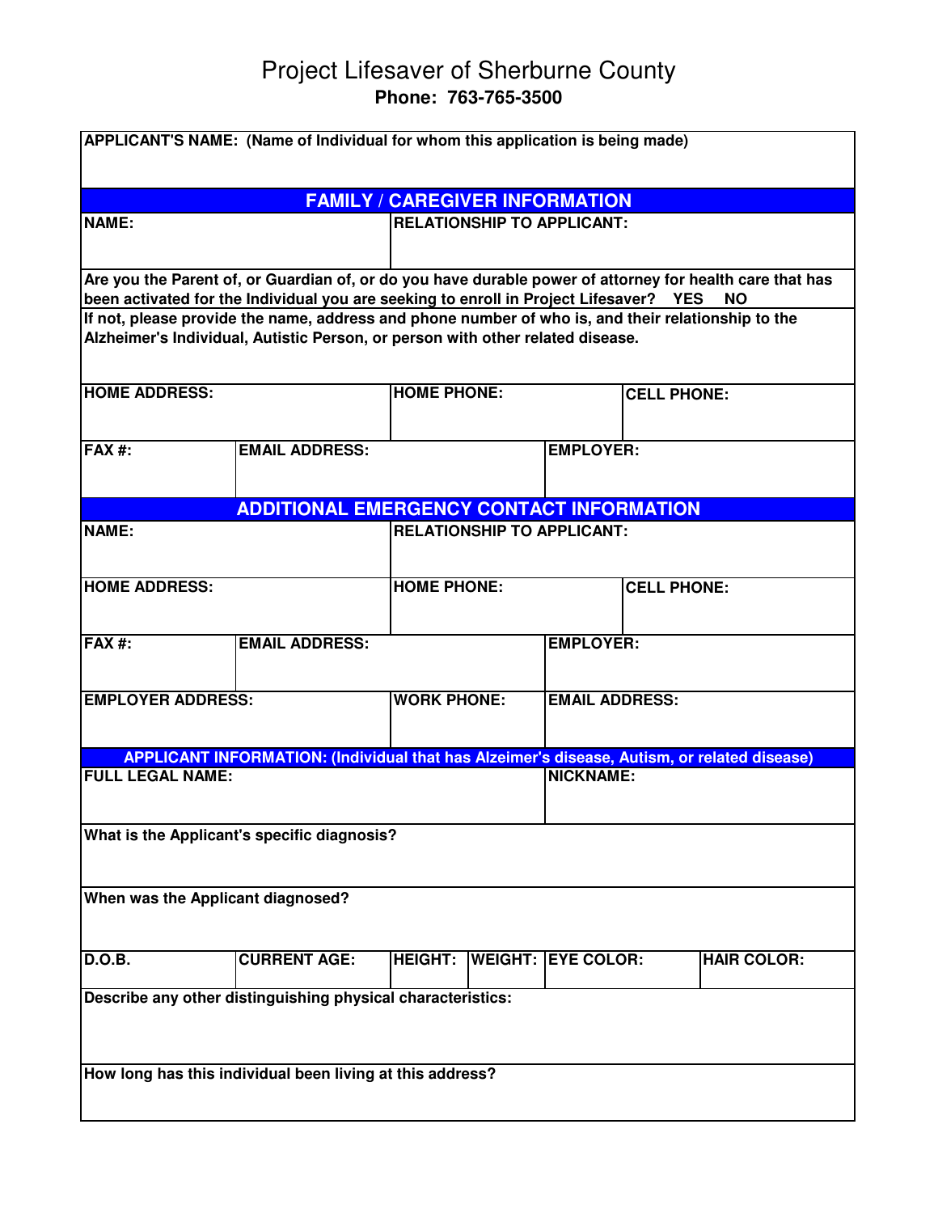# Project Lifesaver of Sherburne County

**Phone: 763-765-3500**

**APPLICANT'S NAME: (Name of Individual for whom this application is being made)**

## FAMILY / CAREGIVER INFORMATION

| NAME: | RELATIONSHIP TO APPLICANT: |
|---|---|
| | |

**Are you the Parent of, or Guardian of, or do you have durable power of attorney for health care that has been activated for the Individual you are seeking to enroll in Project Lifesaver? YES NO**

**If not, please provide the name, address and phone number of who is, and their relationship to the Alzheimer's Individual, Autistic Person, or person with other related disease.**

| HOME ADDRESS: | HOME PHONE: | CELL PHONE: |
|---|---|---|
| | | |

| FAX #: | EMAIL ADDRESS: | EMPLOYER: |
|---|---|---|
| | | |

## ADDITIONAL EMERGENCY CONTACT INFORMATION

| NAME: | RELATIONSHIP TO APPLICANT: |
|---|---|
| | |

| HOME ADDRESS: | HOME PHONE: | CELL PHONE: |
|---|---|---|
| | | |

| FAX #: | EMAIL ADDRESS: | EMPLOYER: |
|---|---|---|
| | | |

| EMPLOYER ADDRESS: | WORK PHONE: | EMAIL ADDRESS: |
|---|---|---|
| | | |

## APPLICANT INFORMATION: (Individual that has Alzeimer's disease, Autism, or related disease)

| FULL LEGAL NAME: | NICKNAME: |
|---|---|
| | |

**What is the Applicant's specific diagnosis?**

**When was the Applicant diagnosed?**

| D.O.B. | CURRENT AGE: | HEIGHT: | WEIGHT: | EYE COLOR: | HAIR COLOR: |
|---|---|---|---|---|---|
| | | | | | |

**Describe any other distinguishing physical characteristics:**

**How long has this individual been living at this address?**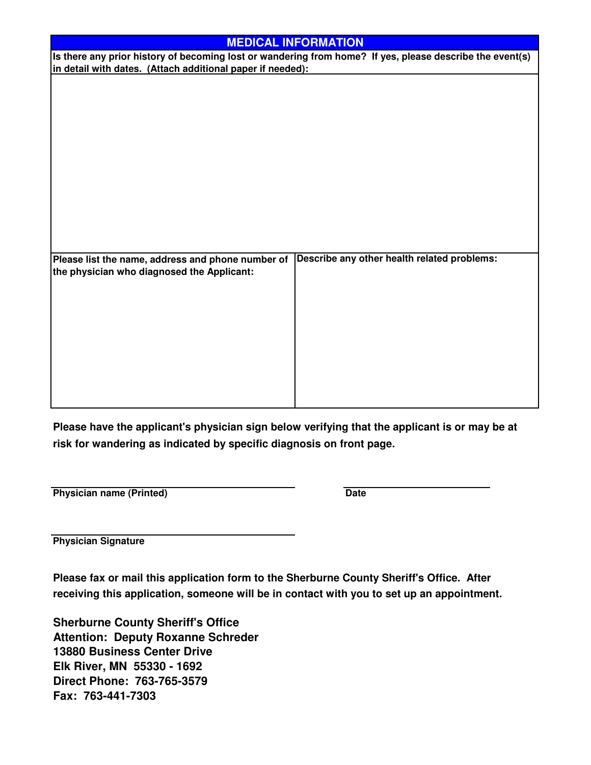## MEDICAL INFORMATION

**Is there any prior history of becoming lost or wandering from home? If yes, please describe the event(s) in detail with dates. (Attach additional paper if needed):**

| | |
|---|---|
| **Please list the name, address and phone number of the physician who diagnosed the Applicant:** | **Describe any other health related problems:** |

**Please have the applicant's physician sign below verifying that the applicant is or may be at risk for wandering as indicated by specific diagnosis on front page.**

**Physician name (Printed)** ______________________ **Date** ______________________

**Physician Signature** ______________________

**Please fax or mail this application form to the Sherburne County Sheriff's Office. After receiving this application, someone will be in contact with you to set up an appointment.**

**Sherburne County Sheriff's Office**
**Attention: Deputy Roxanne Schreder**
**13880 Business Center Drive**
**Elk River, MN 55330 - 1692**
**Direct Phone: 763-765-3579**
**Fax: 763-441-7303**